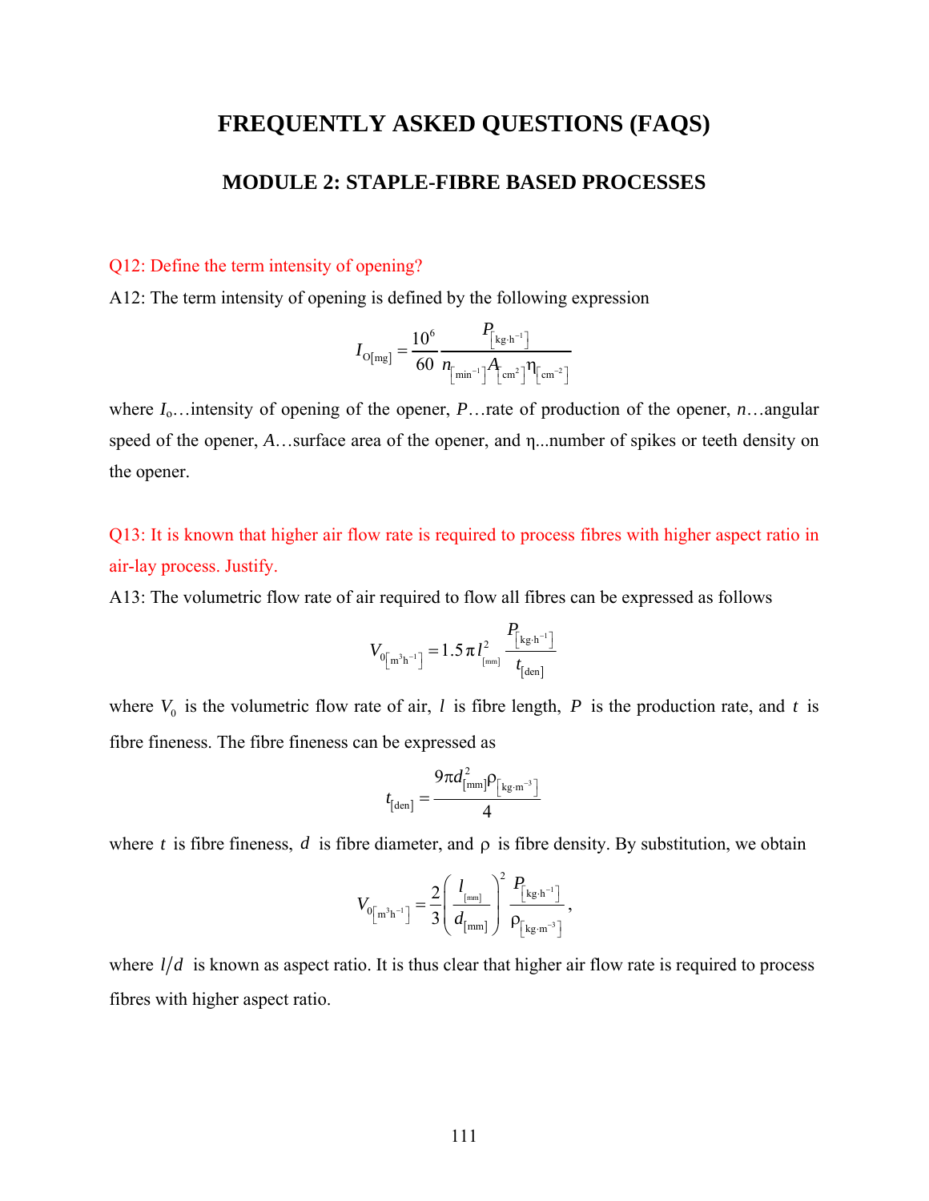# FREQUENTLY ASKED QUESTIONS (FAQS)

## MODULE 2: STAPLE-FIBRE BASED PROCESSES

Q12: Define the term intensity of opening?

A12: The term intensity of opening is defined by the following expression

$$I_{\mathrm{O[mg]}} = \frac{10^6}{60} \frac{P_{\left[\mathrm{kg \cdot h^{-1}}\right]}}{n_{\left[\mathrm{min^{-1}}\right]} A_{\left[\mathrm{cm^2}\right]} \eta_{\left[\mathrm{cm^{-2}}\right]}}$$

where $I_o$…intensity of opening of the opener, $P$…rate of production of the opener, $n$…angular speed of the opener, $A$…surface area of the opener, and $\eta$...number of spikes or teeth density on the opener.

Q13: It is known that higher air flow rate is required to process fibres with higher aspect ratio in air-lay process. Justify.

A13: The volumetric flow rate of air required to flow all fibres can be expressed as follows

$$V_{0\left[\mathrm{m^3 h^{-1}}\right]} = 1.5\,\pi\, l^2_{[\mathrm{mm}]} \frac{P_{\left[\mathrm{kg \cdot h^{-1}}\right]}}{t_{[\mathrm{den}]}}$$

where $V_0$ is the volumetric flow rate of air, $l$ is fibre length, $P$ is the production rate, and $t$ is fibre fineness. The fibre fineness can be expressed as

$$t_{[\mathrm{den}]} = \frac{9\pi d^2_{[\mathrm{mm}]} \rho_{\left[\mathrm{kg \cdot m^{-3}}\right]}}{4}$$

where $t$ is fibre fineness, $d$ is fibre diameter, and $\rho$ is fibre density. By substitution, we obtain

$$V_{0\left[\mathrm{m^3 h^{-1}}\right]} = \frac{2}{3}\left(\frac{l_{[\mathrm{mm}]}}{d_{[\mathrm{mm}]}}\right)^2 \frac{P_{\left[\mathrm{kg \cdot h^{-1}}\right]}}{\rho_{\left[\mathrm{kg \cdot m^{-3}}\right]}},$$

where $l/d$ is known as aspect ratio. It is thus clear that higher air flow rate is required to process fibres with higher aspect ratio.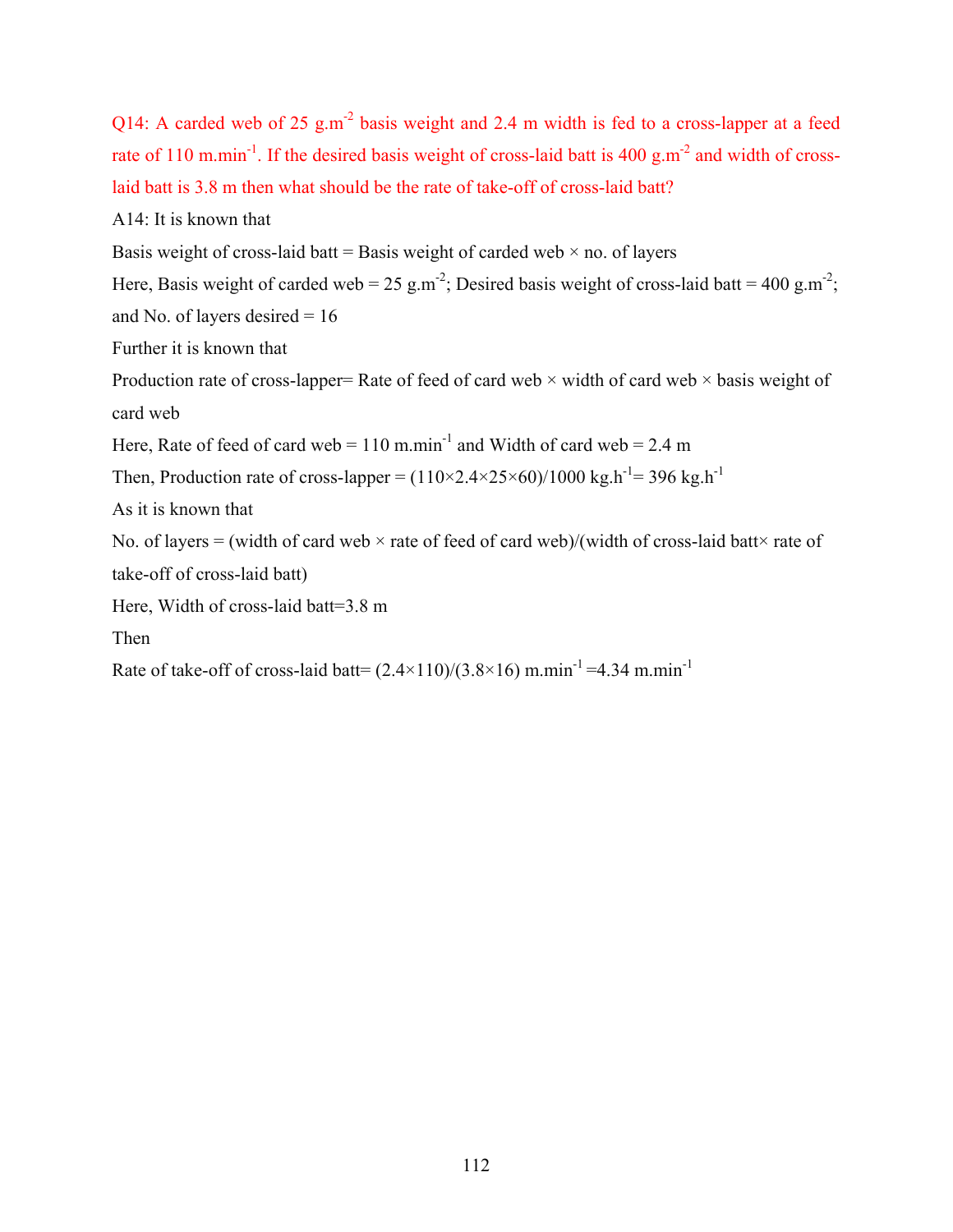Q14: A carded web of 25 g.m$^{-2}$ basis weight and 2.4 m width is fed to a cross-lapper at a feed rate of 110 m.min$^{-1}$. If the desired basis weight of cross-laid batt is 400 g.m$^{-2}$ and width of cross-laid batt is 3.8 m then what should be the rate of take-off of cross-laid batt?

A14: It is known that

Basis weight of cross-laid batt = Basis weight of carded web × no. of layers

Here, Basis weight of carded web = 25 g.m$^{-2}$; Desired basis weight of cross-laid batt = 400 g.m$^{-2}$; and No. of layers desired = 16

Further it is known that

Production rate of cross-lapper= Rate of feed of card web × width of card web × basis weight of card web

Here, Rate of feed of card web = 110 m.min$^{-1}$ and Width of card web = 2.4 m

Then, Production rate of cross-lapper = (110×2.4×25×60)/1000 kg.h$^{-1}$= 396 kg.h$^{-1}$

As it is known that

No. of layers = (width of card web × rate of feed of card web)/(width of cross-laid batt× rate of take-off of cross-laid batt)

Here, Width of cross-laid batt=3.8 m

Then

Rate of take-off of cross-laid batt= (2.4×110)/(3.8×16) m.min$^{-1}$ =4.34 m.min$^{-1}$